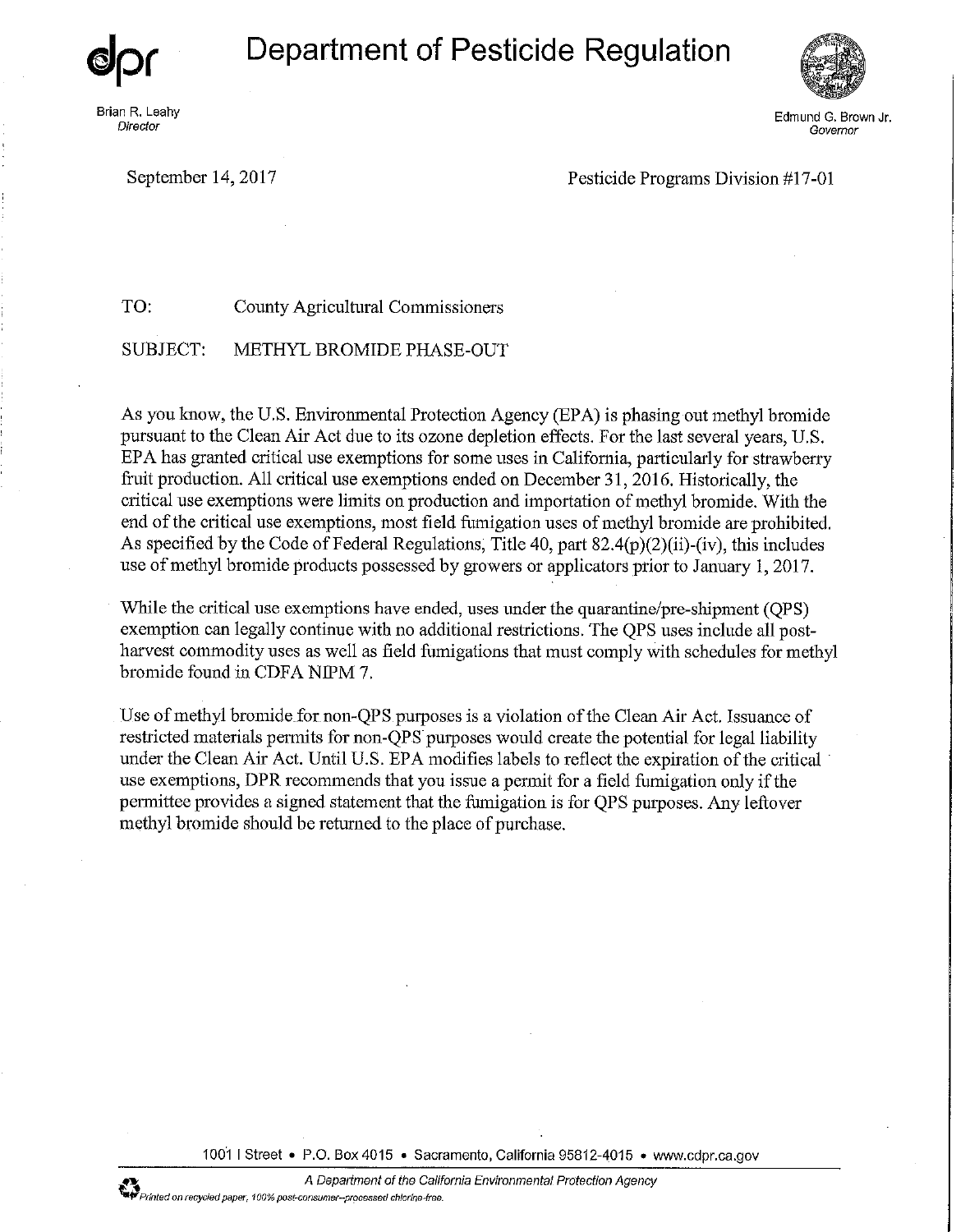# Department of Pesticide Regulation

Brian R. Leahy
*Director*

Edmund G. Brown Jr.
*Governor*

September 14, 2017

Pesticide Programs Division #17-01

TO: County Agricultural Commissioners

SUBJECT: METHYL BROMIDE PHASE-OUT

As you know, the U.S. Environmental Protection Agency (EPA) is phasing out methyl bromide pursuant to the Clean Air Act due to its ozone depletion effects. For the last several years, U.S. EPA has granted critical use exemptions for some uses in California, particularly for strawberry fruit production. All critical use exemptions ended on December 31, 2016. Historically, the critical use exemptions were limits on production and importation of methyl bromide. With the end of the critical use exemptions, most field fumigation uses of methyl bromide are prohibited. As specified by the Code of Federal Regulations, Title 40, part 82.4(p)(2)(ii)-(iv), this includes use of methyl bromide products possessed by growers or applicators prior to January 1, 2017.

While the critical use exemptions have ended, uses under the quarantine/pre-shipment (QPS) exemption can legally continue with no additional restrictions. The QPS uses include all post-harvest commodity uses as well as field fumigations that must comply with schedules for methyl bromide found in CDFA NIPM 7.

Use of methyl bromide for non-QPS purposes is a violation of the Clean Air Act. Issuance of restricted materials permits for non-QPS purposes would create the potential for legal liability under the Clean Air Act. Until U.S. EPA modifies labels to reflect the expiration of the critical use exemptions, DPR recommends that you issue a permit for a field fumigation only if the permittee provides a signed statement that the fumigation is for QPS purposes. Any leftover methyl bromide should be returned to the place of purchase.

1001 I Street • P.O. Box 4015 • Sacramento, California 95812-4015 • www.cdpr.ca.gov

*A Department of the California Environmental Protection Agency*

*Printed on recycled paper, 100% post-consumer--processed chlorine-free.*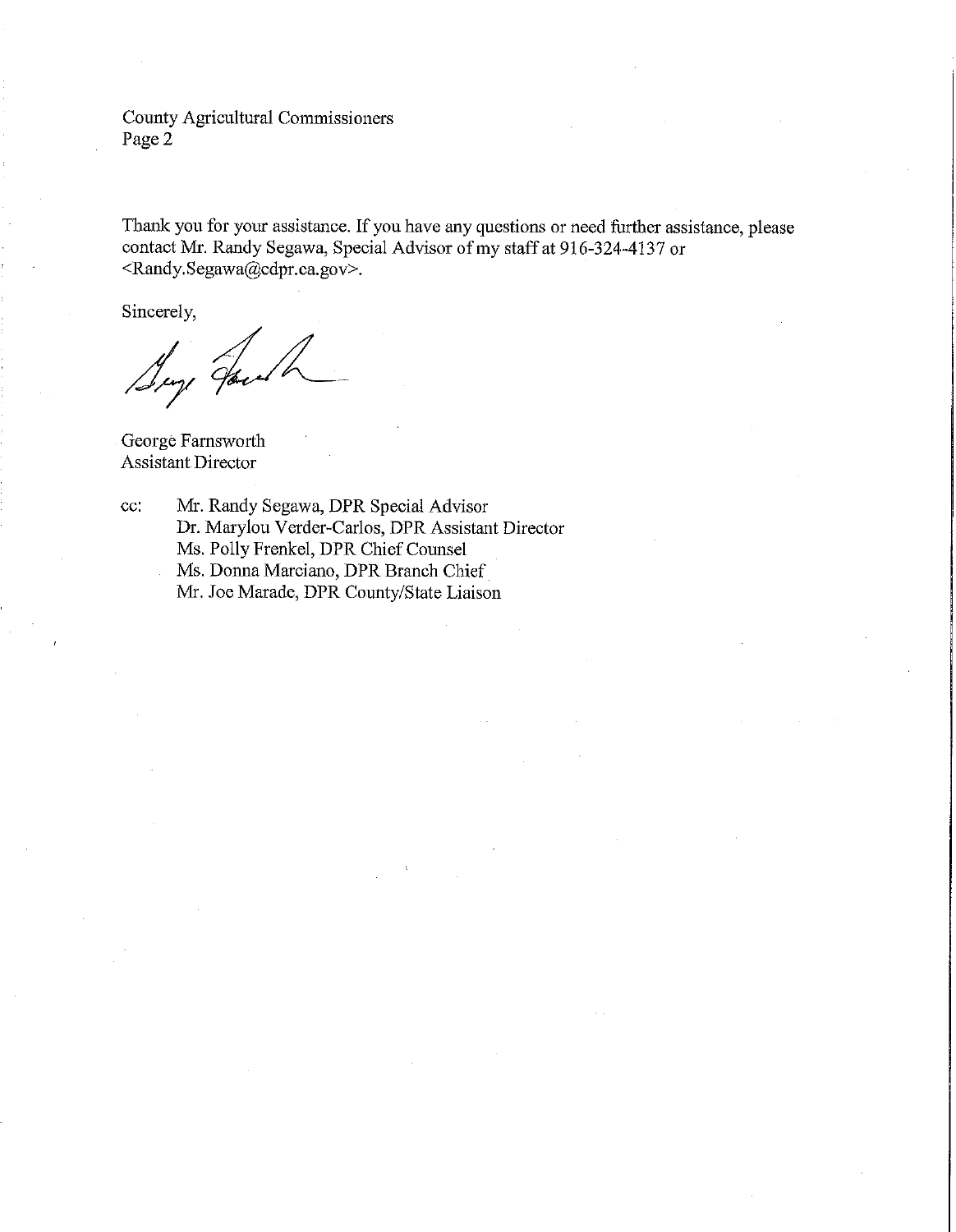Thank you for your assistance. If you have any questions or need further assistance, please contact Mr. Randy Segawa, Special Advisor of my staff at 916-324-4137 or <Randy.Segawa@cdpr.ca.gov>.

Sincerely,

George Farnsworth  
Assistant Director

cc: Mr. Randy Segawa, DPR Special Advisor  
Dr. Marylou Verder-Carlos, DPR Assistant Director  
Ms. Polly Frenkel, DPR Chief Counsel  
Ms. Donna Marciano, DPR Branch Chief  
Mr. Joe Marade, DPR County/State Liaison